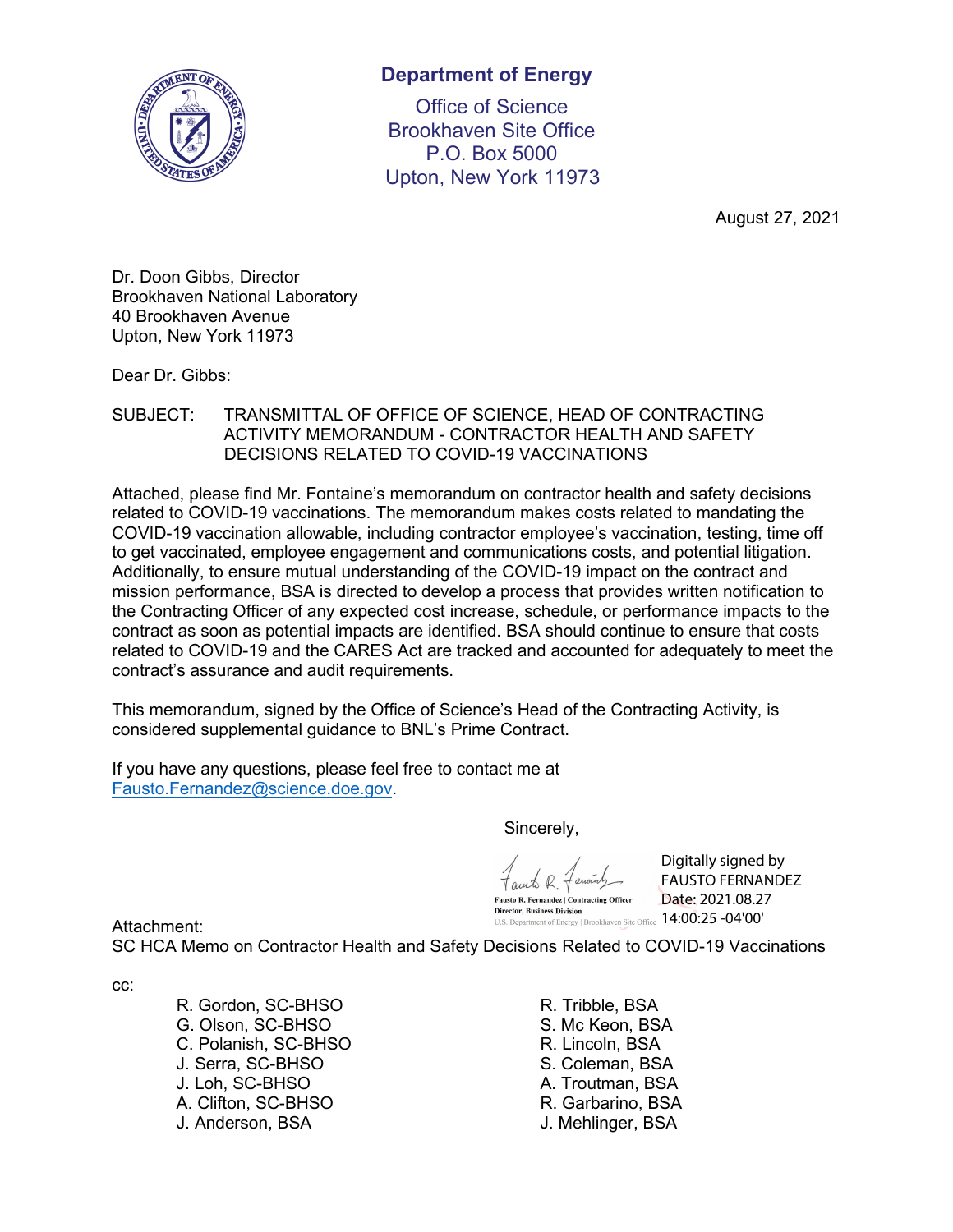**Department of Energy**

Office of Science
Brookhaven Site Office
P.O. Box 5000
Upton, New York 11973

August 27, 2021

Dr. Doon Gibbs, Director
Brookhaven National Laboratory
40 Brookhaven Avenue
Upton, New York 11973

Dear Dr. Gibbs:

SUBJECT: TRANSMITTAL OF OFFICE OF SCIENCE, HEAD OF CONTRACTING ACTIVITY MEMORANDUM - CONTRACTOR HEALTH AND SAFETY DECISIONS RELATED TO COVID-19 VACCINATIONS

Attached, please find Mr. Fontaine's memorandum on contractor health and safety decisions related to COVID-19 vaccinations. The memorandum makes costs related to mandating the COVID-19 vaccination allowable, including contractor employee's vaccination, testing, time off to get vaccinated, employee engagement and communications costs, and potential litigation. Additionally, to ensure mutual understanding of the COVID-19 impact on the contract and mission performance, BSA is directed to develop a process that provides written notification to the Contracting Officer of any expected cost increase, schedule, or performance impacts to the contract as soon as potential impacts are identified. BSA should continue to ensure that costs related to COVID-19 and the CARES Act are tracked and accounted for adequately to meet the contract's assurance and audit requirements.

This memorandum, signed by the Office of Science's Head of the Contracting Activity, is considered supplemental guidance to BNL's Prime Contract.

If you have any questions, please feel free to contact me at Fausto.Fernandez@science.doe.gov.

Sincerely,

Fausto R. Fernandez | Contracting Officer
Director, Business Division
U.S. Department of Energy | Brookhaven Site Office

Digitally signed by FAUSTO FERNANDEZ
Date: 2021.08.27 14:00:25 -04'00'

Attachment:
SC HCA Memo on Contractor Health and Safety Decisions Related to COVID-19 Vaccinations

cc:

R. Gordon, SC-BHSO
G. Olson, SC-BHSO
C. Polanish, SC-BHSO
J. Serra, SC-BHSO
J. Loh, SC-BHSO
A. Clifton, SC-BHSO
J. Anderson, BSA
R. Tribble, BSA
S. Mc Keon, BSA
R. Lincoln, BSA
S. Coleman, BSA
A. Troutman, BSA
R. Garbarino, BSA
J. Mehlinger, BSA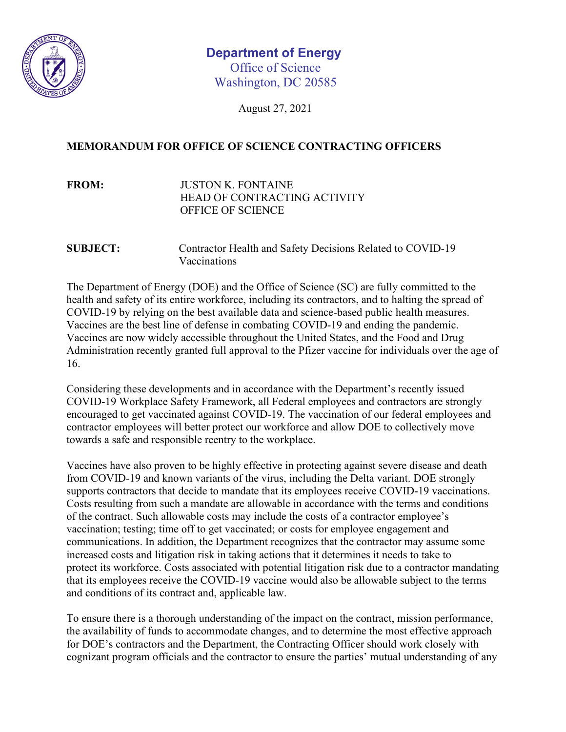**Department of Energy**
Office of Science
Washington, DC 20585

August 27, 2021

**MEMORANDUM FOR OFFICE OF SCIENCE CONTRACTING OFFICERS**

**FROM:** JUSTON K. FONTAINE
HEAD OF CONTRACTING ACTIVITY
OFFICE OF SCIENCE

**SUBJECT:** Contractor Health and Safety Decisions Related to COVID-19 Vaccinations

The Department of Energy (DOE) and the Office of Science (SC) are fully committed to the health and safety of its entire workforce, including its contractors, and to halting the spread of COVID-19 by relying on the best available data and science-based public health measures. Vaccines are the best line of defense in combating COVID-19 and ending the pandemic. Vaccines are now widely accessible throughout the United States, and the Food and Drug Administration recently granted full approval to the Pfizer vaccine for individuals over the age of 16.

Considering these developments and in accordance with the Department's recently issued COVID-19 Workplace Safety Framework, all Federal employees and contractors are strongly encouraged to get vaccinated against COVID-19. The vaccination of our federal employees and contractor employees will better protect our workforce and allow DOE to collectively move towards a safe and responsible reentry to the workplace.

Vaccines have also proven to be highly effective in protecting against severe disease and death from COVID-19 and known variants of the virus, including the Delta variant. DOE strongly supports contractors that decide to mandate that its employees receive COVID-19 vaccinations. Costs resulting from such a mandate are allowable in accordance with the terms and conditions of the contract. Such allowable costs may include the costs of a contractor employee's vaccination; testing; time off to get vaccinated; or costs for employee engagement and communications. In addition, the Department recognizes that the contractor may assume some increased costs and litigation risk in taking actions that it determines it needs to take to protect its workforce. Costs associated with potential litigation risk due to a contractor mandating that its employees receive the COVID-19 vaccine would also be allowable subject to the terms and conditions of its contract and, applicable law.

To ensure there is a thorough understanding of the impact on the contract, mission performance, the availability of funds to accommodate changes, and to determine the most effective approach for DOE's contractors and the Department, the Contracting Officer should work closely with cognizant program officials and the contractor to ensure the parties' mutual understanding of any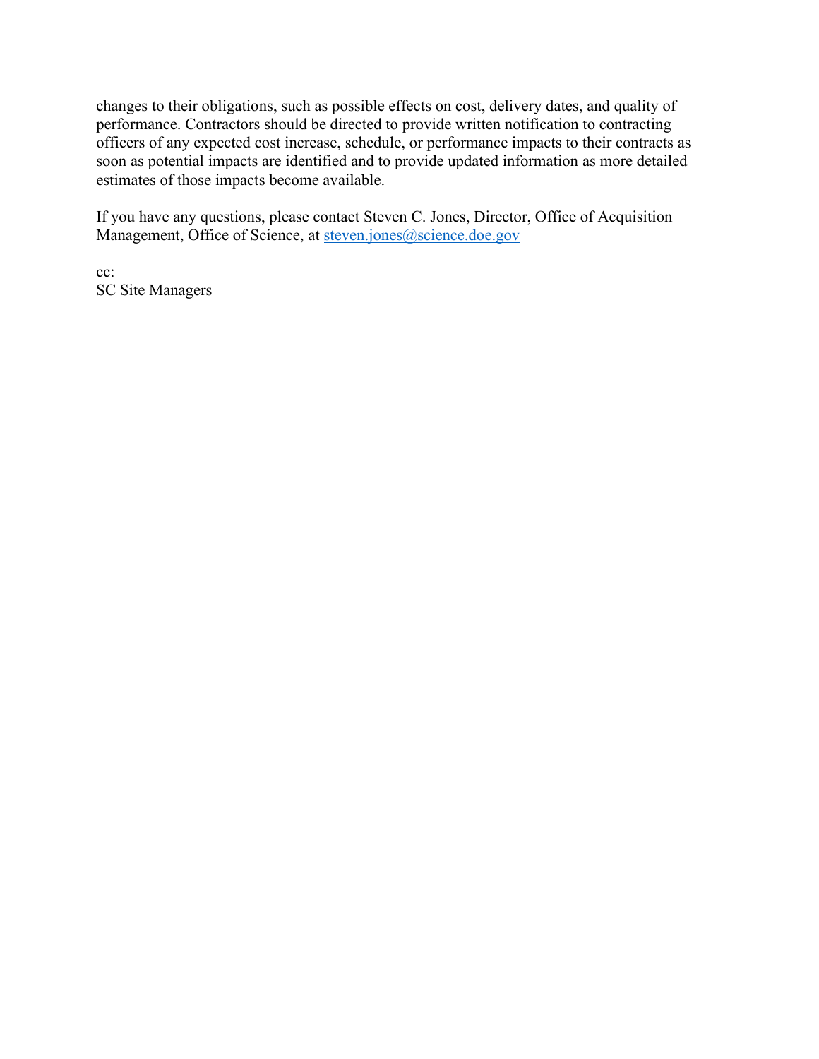changes to their obligations, such as possible effects on cost, delivery dates, and quality of performance. Contractors should be directed to provide written notification to contracting officers of any expected cost increase, schedule, or performance impacts to their contracts as soon as potential impacts are identified and to provide updated information as more detailed estimates of those impacts become available.

If you have any questions, please contact Steven C. Jones, Director, Office of Acquisition Management, Office of Science, at steven.jones@science.doe.gov

cc:
SC Site Managers